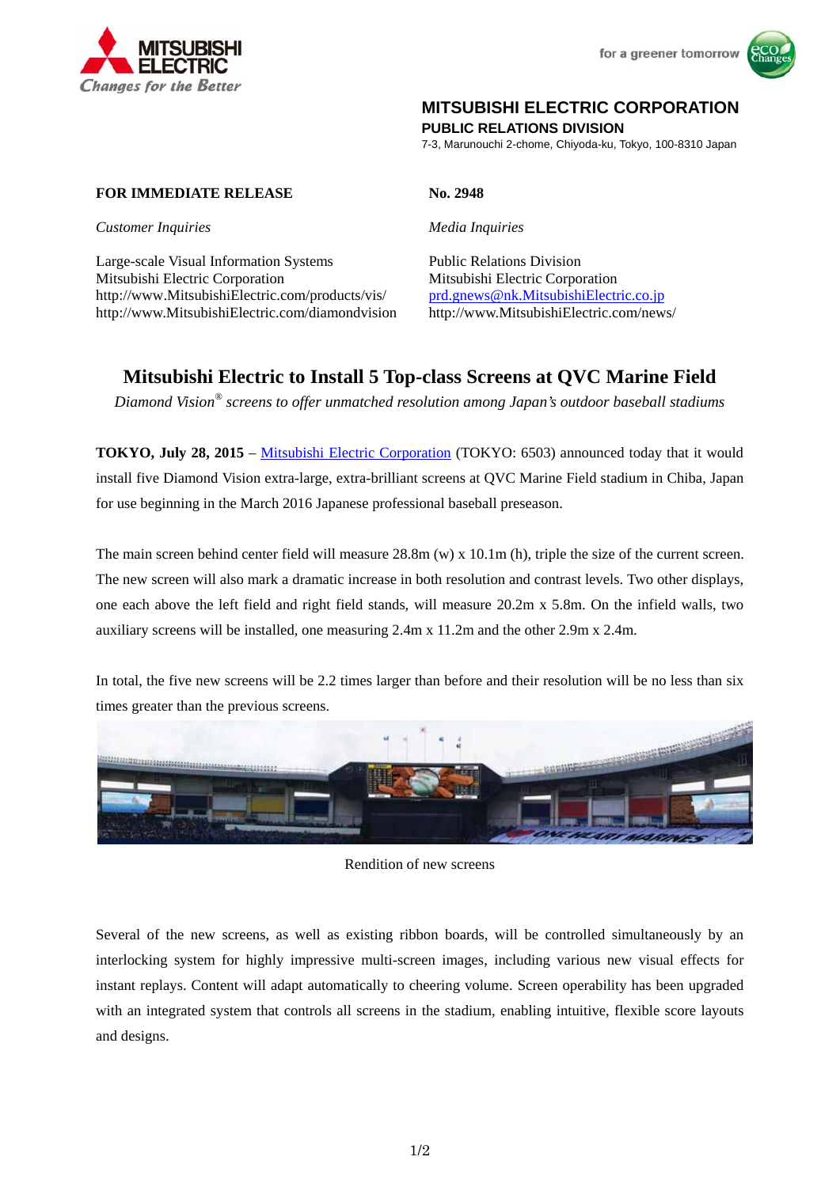MITSUBISHI ELECTRIC
*Changes for the Better*

for a greener tomorrow

**MITSUBISHI ELECTRIC CORPORATION**
**PUBLIC RELATIONS DIVISION**
7-3, Marunouchi 2-chome, Chiyoda-ku, Tokyo, 100-8310 Japan

**FOR IMMEDIATE RELEASE**

**No. 2948**

*Customer Inquiries*

Large-scale Visual Information Systems
Mitsubishi Electric Corporation
http://www.MitsubishiElectric.com/products/vis/
http://www.MitsubishiElectric.com/diamondvision

*Media Inquiries*

Public Relations Division
Mitsubishi Electric Corporation
prd.gnews@nk.MitsubishiElectric.co.jp
http://www.MitsubishiElectric.com/news/

# Mitsubishi Electric to Install 5 Top-class Screens at QVC Marine Field

*Diamond Vision® screens to offer unmatched resolution among Japan's outdoor baseball stadiums*

**TOKYO, July 28, 2015** – Mitsubishi Electric Corporation (TOKYO: 6503) announced today that it would install five Diamond Vision extra-large, extra-brilliant screens at QVC Marine Field stadium in Chiba, Japan for use beginning in the March 2016 Japanese professional baseball preseason.

The main screen behind center field will measure 28.8m (w) x 10.1m (h), triple the size of the current screen. The new screen will also mark a dramatic increase in both resolution and contrast levels. Two other displays, one each above the left field and right field stands, will measure 20.2m x 5.8m. On the infield walls, two auxiliary screens will be installed, one measuring 2.4m x 11.2m and the other 2.9m x 2.4m.

In total, the five new screens will be 2.2 times larger than before and their resolution will be no less than six times greater than the previous screens.

Rendition of new screens

Several of the new screens, as well as existing ribbon boards, will be controlled simultaneously by an interlocking system for highly impressive multi-screen images, including various new visual effects for instant replays. Content will adapt automatically to cheering volume. Screen operability has been upgraded with an integrated system that controls all screens in the stadium, enabling intuitive, flexible score layouts and designs.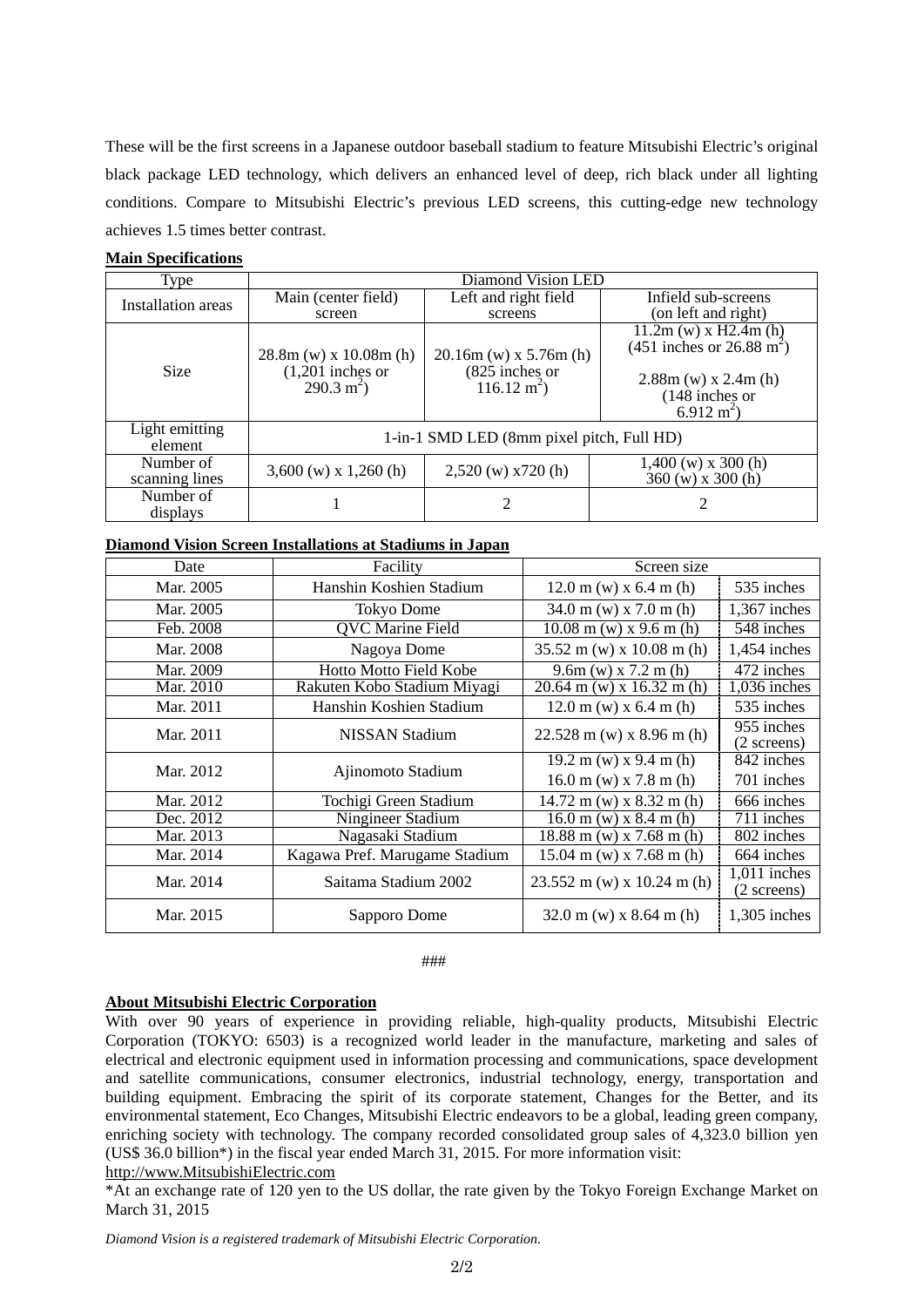These will be the first screens in a Japanese outdoor baseball stadium to feature Mitsubishi Electric's original black package LED technology, which delivers an enhanced level of deep, rich black under all lighting conditions. Compare to Mitsubishi Electric's previous LED screens, this cutting-edge new technology achieves 1.5 times better contrast.

**Main Specifications**

| Type | Diamond Vision LED | | |
|---|---|---|---|
| Installation areas | Main (center field) screen | Left and right field screens | Infield sub-screens (on left and right) |
| Size | 28.8m (w) x 10.08m (h) (1,201 inches or 290.3 $m^2$) | 20.16m (w) x 5.76m (h) (825 inches or 116.12 $m^2$) | 11.2m (w) x H2.4m (h) (451 inches or 26.88 $m^2$)<br>2.88m (w) x 2.4m (h) (148 inches or 6.912 $m^2$) |
| Light emitting element | 1-in-1 SMD LED (8mm pixel pitch, Full HD) | | |
| Number of scanning lines | 3,600 (w) x 1,260 (h) | 2,520 (w) x720 (h) | 1,400 (w) x 300 (h)<br>360 (w) x 300 (h) |
| Number of displays | 1 | 2 | 2 |

**Diamond Vision Screen Installations at Stadiums in Japan**

| Date | Facility | Screen size | |
|---|---|---|---|
| Mar. 2005 | Hanshin Koshien Stadium | 12.0 m (w) x 6.4 m (h) | 535 inches |
| Mar. 2005 | Tokyo Dome | 34.0 m (w) x 7.0 m (h) | 1,367 inches |
| Feb. 2008 | QVC Marine Field | 10.08 m (w) x 9.6 m (h) | 548 inches |
| Mar. 2008 | Nagoya Dome | 35.52 m (w) x 10.08 m (h) | 1,454 inches |
| Mar. 2009 | Hotto Motto Field Kobe | 9.6m (w) x 7.2 m (h) | 472 inches |
| Mar. 2010 | Rakuten Kobo Stadium Miyagi | 20.64 m (w) x 16.32 m (h) | 1,036 inches |
| Mar. 2011 | Hanshin Koshien Stadium | 12.0 m (w) x 6.4 m (h) | 535 inches |
| Mar. 2011 | NISSAN Stadium | 22.528 m (w) x 8.96 m (h) | 955 inches (2 screens) |
| Mar. 2012 | Ajinomoto Stadium | 19.2 m (w) x 9.4 m (h) | 842 inches |
| | | 16.0 m (w) x 7.8 m (h) | 701 inches |
| Mar. 2012 | Tochigi Green Stadium | 14.72 m (w) x 8.32 m (h) | 666 inches |
| Dec. 2012 | Ningineer Stadium | 16.0 m (w) x 8.4 m (h) | 711 inches |
| Mar. 2013 | Nagasaki Stadium | 18.88 m (w) x 7.68 m (h) | 802 inches |
| Mar. 2014 | Kagawa Pref. Marugame Stadium | 15.04 m (w) x 7.68 m (h) | 664 inches |
| Mar. 2014 | Saitama Stadium 2002 | 23.552 m (w) x 10.24 m (h) | 1,011 inches (2 screens) |
| Mar. 2015 | Sapporo Dome | 32.0 m (w) x 8.64 m (h) | 1,305 inches |

###

**About Mitsubishi Electric Corporation**

With over 90 years of experience in providing reliable, high-quality products, Mitsubishi Electric Corporation (TOKYO: 6503) is a recognized world leader in the manufacture, marketing and sales of electrical and electronic equipment used in information processing and communications, space development and satellite communications, consumer electronics, industrial technology, energy, transportation and building equipment. Embracing the spirit of its corporate statement, Changes for the Better, and its environmental statement, Eco Changes, Mitsubishi Electric endeavors to be a global, leading green company, enriching society with technology. The company recorded consolidated group sales of 4,323.0 billion yen (US$ 36.0 billion*) in the fiscal year ended March 31, 2015. For more information visit:
http://www.MitsubishiElectric.com

*At an exchange rate of 120 yen to the US dollar, the rate given by the Tokyo Foreign Exchange Market on March 31, 2015

*Diamond Vision is a registered trademark of Mitsubishi Electric Corporation.*